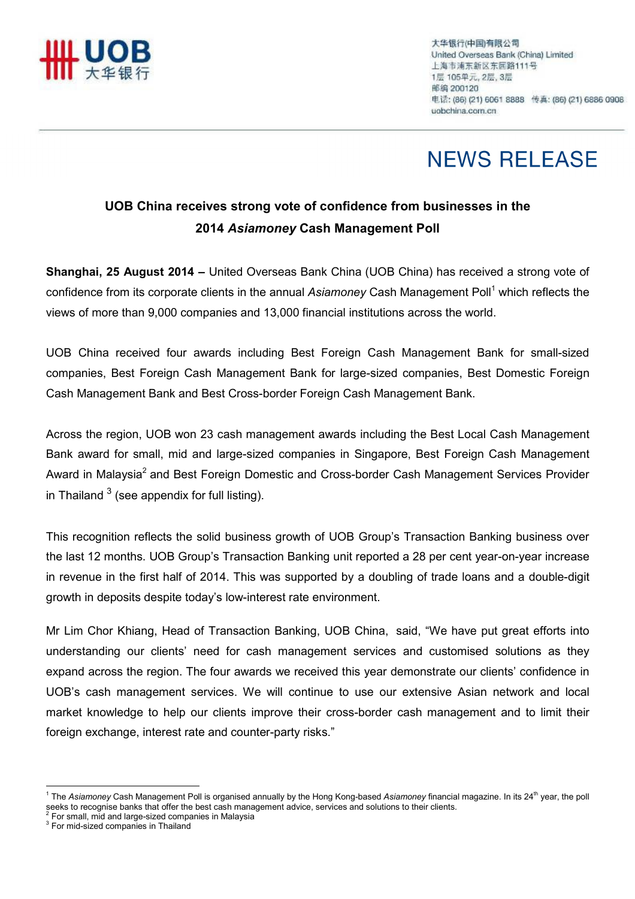大华银行(中国)有限公司
United Overseas Bank (China) Limited
上海市浦东新区东园路111号
1层 105单元, 2层, 3层
邮编 200120
电话: (86) (21) 6061 8888 传真: (86) (21) 6886 0908
uobchina.com.cn

# NEWS RELEASE

## UOB China receives strong vote of confidence from businesses in the 2014 *Asiamoney* Cash Management Poll

**Shanghai, 25 August 2014 –** United Overseas Bank China (UOB China) has received a strong vote of confidence from its corporate clients in the annual *Asiamoney* Cash Management Poll[1] which reflects the views of more than 9,000 companies and 13,000 financial institutions across the world.

UOB China received four awards including Best Foreign Cash Management Bank for small-sized companies, Best Foreign Cash Management Bank for large-sized companies, Best Domestic Foreign Cash Management Bank and Best Cross-border Foreign Cash Management Bank.

Across the region, UOB won 23 cash management awards including the Best Local Cash Management Bank award for small, mid and large-sized companies in Singapore, Best Foreign Cash Management Award in Malaysia[2] and Best Foreign Domestic and Cross-border Cash Management Services Provider in Thailand [3] (see appendix for full listing).

This recognition reflects the solid business growth of UOB Group's Transaction Banking business over the last 12 months. UOB Group's Transaction Banking unit reported a 28 per cent year-on-year increase in revenue in the first half of 2014. This was supported by a doubling of trade loans and a double-digit growth in deposits despite today's low-interest rate environment.

Mr Lim Chor Khiang, Head of Transaction Banking, UOB China, said, "We have put great efforts into understanding our clients' need for cash management services and customised solutions as they expand across the region. The four awards we received this year demonstrate our clients' confidence in UOB's cash management services. We will continue to use our extensive Asian network and local market knowledge to help our clients improve their cross-border cash management and to limit their foreign exchange, interest rate and counter-party risks."

---

[1] The *Asiamoney* Cash Management Poll is organised annually by the Hong Kong-based *Asiamoney* financial magazine. In its 24th year, the poll seeks to recognise banks that offer the best cash management advice, services and solutions to their clients.
[2] For small, mid and large-sized companies in Malaysia
[3] For mid-sized companies in Thailand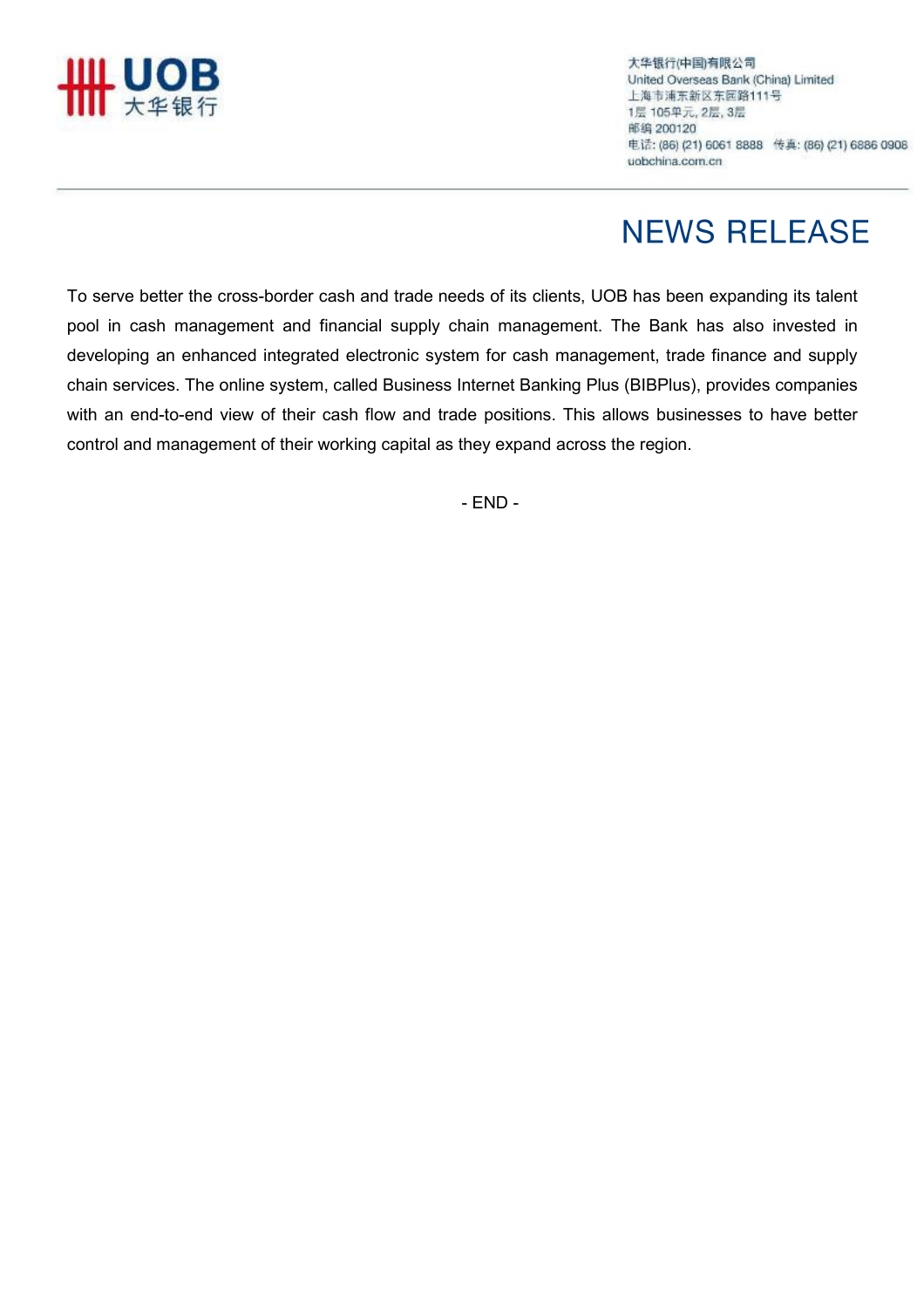To serve better the cross-border cash and trade needs of its clients, UOB has been expanding its talent pool in cash management and financial supply chain management. The Bank has also invested in developing an enhanced integrated electronic system for cash management, trade finance and supply chain services. The online system, called Business Internet Banking Plus (BIBPlus), provides companies with an end-to-end view of their cash flow and trade positions. This allows businesses to have better control and management of their working capital as they expand across the region.

- END -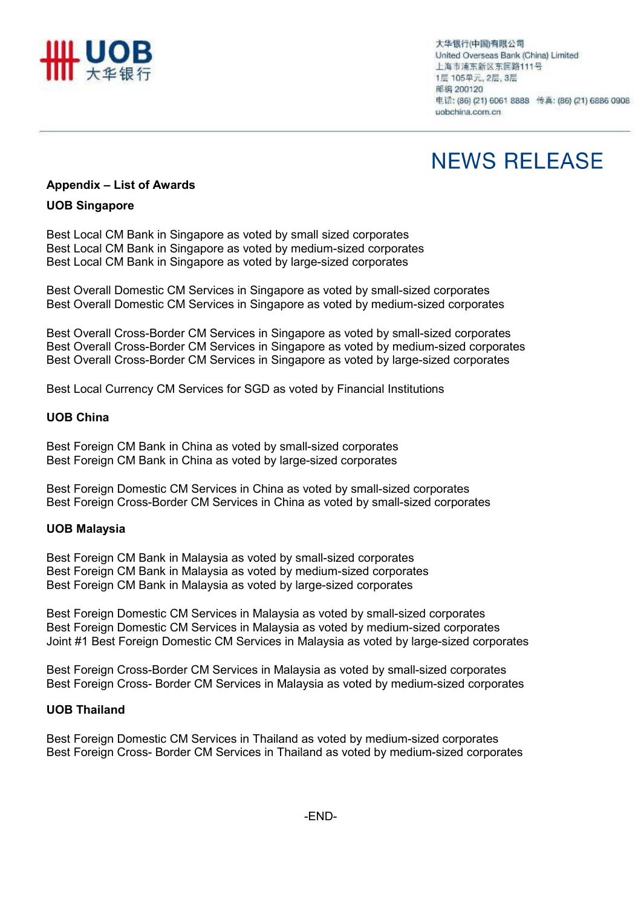# NEWS RELEASE

**Appendix – List of Awards**

**UOB Singapore**

Best Local CM Bank in Singapore as voted by small sized corporates
Best Local CM Bank in Singapore as voted by medium-sized corporates
Best Local CM Bank in Singapore as voted by large-sized corporates

Best Overall Domestic CM Services in Singapore as voted by small-sized corporates
Best Overall Domestic CM Services in Singapore as voted by medium-sized corporates

Best Overall Cross-Border CM Services in Singapore as voted by small-sized corporates
Best Overall Cross-Border CM Services in Singapore as voted by medium-sized corporates
Best Overall Cross-Border CM Services in Singapore as voted by large-sized corporates

Best Local Currency CM Services for SGD as voted by Financial Institutions

**UOB China**

Best Foreign CM Bank in China as voted by small-sized corporates
Best Foreign CM Bank in China as voted by large-sized corporates

Best Foreign Domestic CM Services in China as voted by small-sized corporates
Best Foreign Cross-Border CM Services in China as voted by small-sized corporates

**UOB Malaysia**

Best Foreign CM Bank in Malaysia as voted by small-sized corporates
Best Foreign CM Bank in Malaysia as voted by medium-sized corporates
Best Foreign CM Bank in Malaysia as voted by large-sized corporates

Best Foreign Domestic CM Services in Malaysia as voted by small-sized corporates
Best Foreign Domestic CM Services in Malaysia as voted by medium-sized corporates
Joint #1 Best Foreign Domestic CM Services in Malaysia as voted by large-sized corporates

Best Foreign Cross-Border CM Services in Malaysia as voted by small-sized corporates
Best Foreign Cross- Border CM Services in Malaysia as voted by medium-sized corporates

**UOB Thailand**

Best Foreign Domestic CM Services in Thailand as voted by medium-sized corporates
Best Foreign Cross- Border CM Services in Thailand as voted by medium-sized corporates

-END-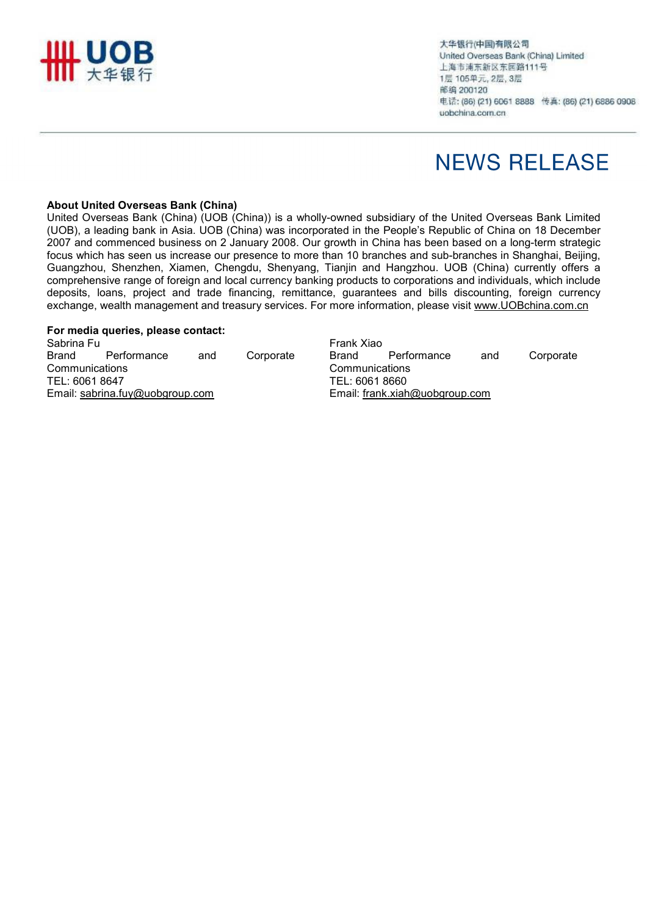大华银行(中国)有限公司
United Overseas Bank (China) Limited
上海市浦东新区东园路111号
1层 105单元, 2层, 3层
邮编 200120
电话: (86) (21) 6061 8888 传真: (86) (21) 6886 0908
uobchina.com.cn

# NEWS RELEASE

**About United Overseas Bank (China)**
United Overseas Bank (China) (UOB (China)) is a wholly-owned subsidiary of the United Overseas Bank Limited (UOB), a leading bank in Asia. UOB (China) was incorporated in the People's Republic of China on 18 December 2007 and commenced business on 2 January 2008. Our growth in China has been based on a long-term strategic focus which has seen us increase our presence to more than 10 branches and sub-branches in Shanghai, Beijing, Guangzhou, Shenzhen, Xiamen, Chengdu, Shenyang, Tianjin and Hangzhou. UOB (China) currently offers a comprehensive range of foreign and local currency banking products to corporations and individuals, which include deposits, loans, project and trade financing, remittance, guarantees and bills discounting, foreign currency exchange, wealth management and treasury services. For more information, please visit www.UOBchina.com.cn

**For media queries, please contact:**

Sabrina Fu
Brand Performance and Corporate Communications
TEL: 6061 8647
Email: sabrina.fuy@uobgroup.com

Frank Xiao
Brand Performance and Corporate Communications
TEL: 6061 8660
Email: frank.xiah@uobgroup.com